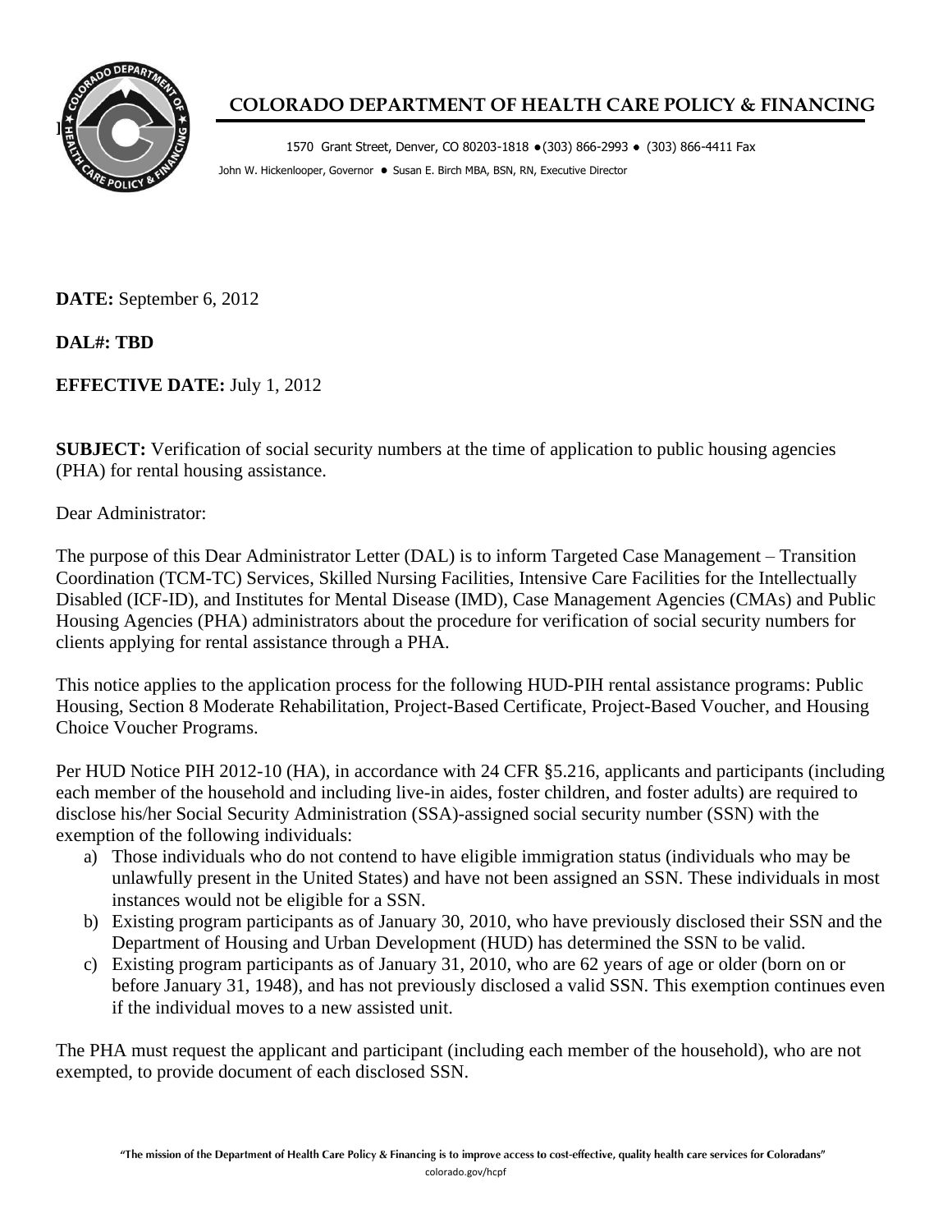# COLORADO DEPARTMENT OF HEALTH CARE POLICY & FINANCING

1570 Grant Street, Denver, CO 80203-1818 • (303) 866-2993 • (303) 866-4411 Fax

John W. Hickenlooper, Governor • Susan E. Birch MBA, BSN, RN, Executive Director

**DATE:** September 6, 2012

**DAL#: TBD**

**EFFECTIVE DATE:** July 1, 2012

**SUBJECT:** Verification of social security numbers at the time of application to public housing agencies (PHA) for rental housing assistance.

Dear Administrator:

The purpose of this Dear Administrator Letter (DAL) is to inform Targeted Case Management – Transition Coordination (TCM-TC) Services, Skilled Nursing Facilities, Intensive Care Facilities for the Intellectually Disabled (ICF-ID), and Institutes for Mental Disease (IMD), Case Management Agencies (CMAs) and Public Housing Agencies (PHA) administrators about the procedure for verification of social security numbers for clients applying for rental assistance through a PHA.

This notice applies to the application process for the following HUD-PIH rental assistance programs: Public Housing, Section 8 Moderate Rehabilitation, Project-Based Certificate, Project-Based Voucher, and Housing Choice Voucher Programs.

Per HUD Notice PIH 2012-10 (HA), in accordance with 24 CFR §5.216, applicants and participants (including each member of the household and including live-in aides, foster children, and foster adults) are required to disclose his/her Social Security Administration (SSA)-assigned social security number (SSN) with the exemption of the following individuals:

a) Those individuals who do not contend to have eligible immigration status (individuals who may be unlawfully present in the United States) and have not been assigned an SSN. These individuals in most instances would not be eligible for a SSN.
b) Existing program participants as of January 30, 2010, who have previously disclosed their SSN and the Department of Housing and Urban Development (HUD) has determined the SSN to be valid.
c) Existing program participants as of January 31, 2010, who are 62 years of age or older (born on or before January 31, 1948), and has not previously disclosed a valid SSN. This exemption continues even if the individual moves to a new assisted unit.

The PHA must request the applicant and participant (including each member of the household), who are not exempted, to provide document of each disclosed SSN.

"The mission of the Department of Health Care Policy & Financing is to improve access to cost-effective, quality health care services for Coloradans"

colorado.gov/hcpf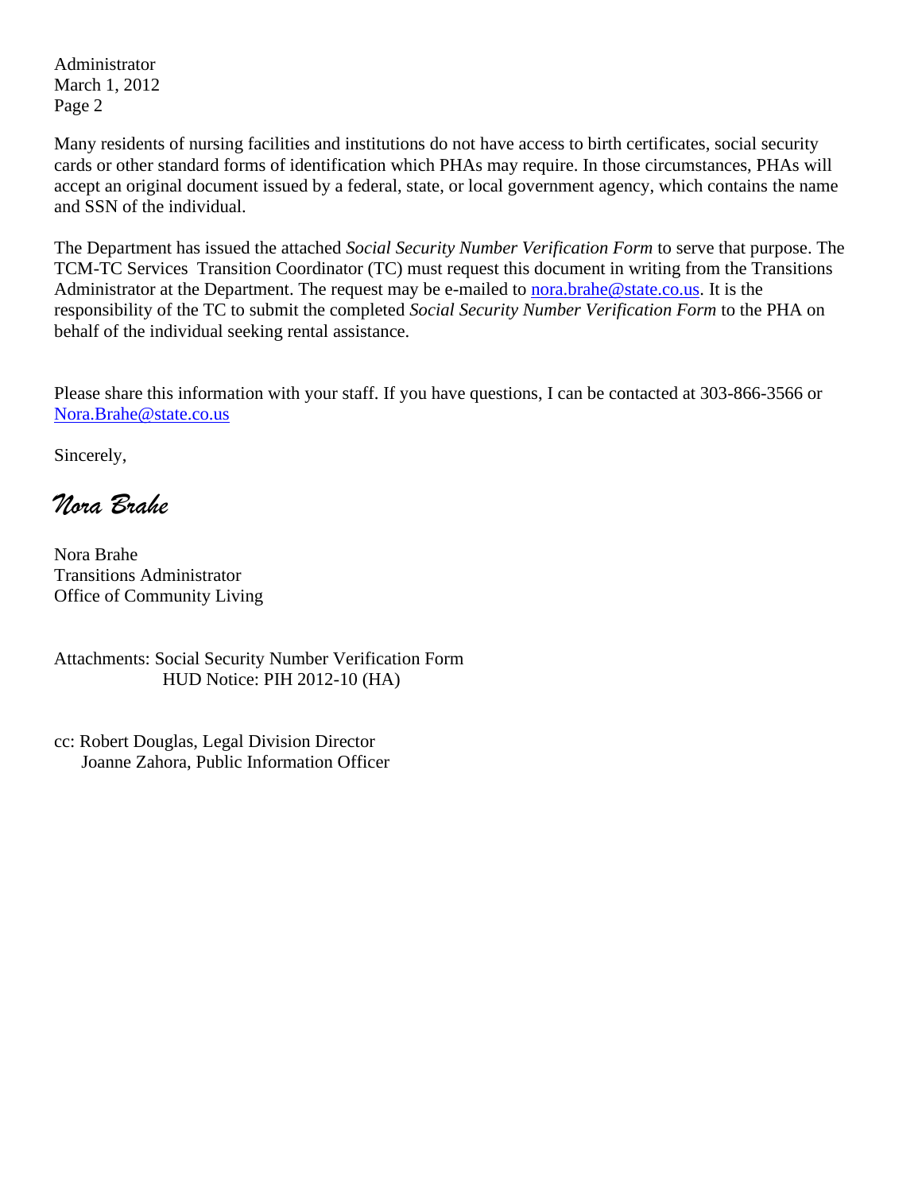Many residents of nursing facilities and institutions do not have access to birth certificates, social security cards or other standard forms of identification which PHAs may require. In those circumstances, PHAs will accept an original document issued by a federal, state, or local government agency, which contains the name and SSN of the individual.

The Department has issued the attached *Social Security Number Verification Form* to serve that purpose. The TCM-TC Services Transition Coordinator (TC) must request this document in writing from the Transitions Administrator at the Department. The request may be e-mailed to nora.brahe@state.co.us. It is the responsibility of the TC to submit the completed *Social Security Number Verification Form* to the PHA on behalf of the individual seeking rental assistance.

Please share this information with your staff. If you have questions, I can be contacted at 303-866-3566 or Nora.Brahe@state.co.us

Sincerely,

*Nora Brahe*

Nora Brahe
Transitions Administrator
Office of Community Living

Attachments: Social Security Number Verification Form
HUD Notice: PIH 2012-10 (HA)

cc: Robert Douglas, Legal Division Director
Joanne Zahora, Public Information Officer